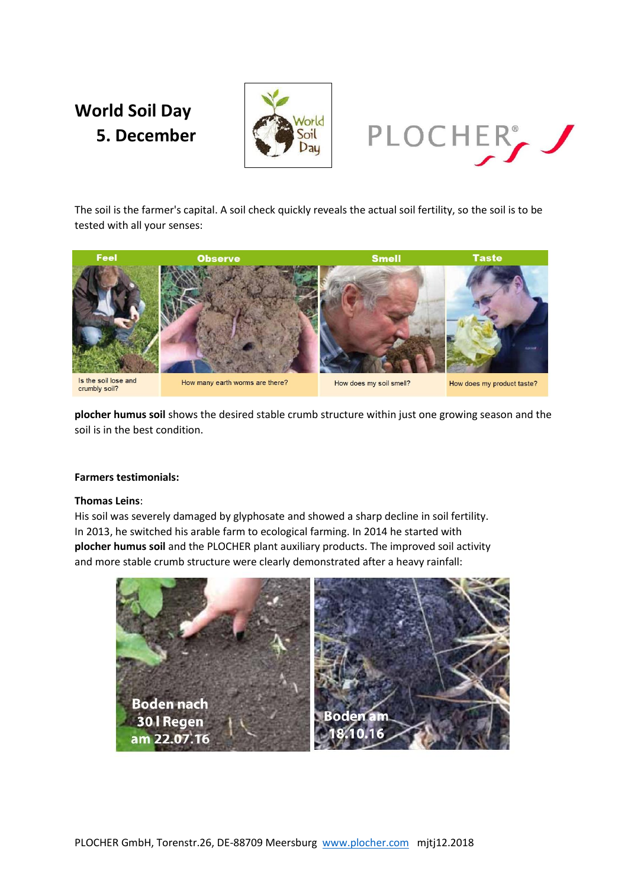# World Soil Day
## 5. December

The soil is the farmer's capital. A soil check quickly reveals the actual soil fertility, so the soil is to be tested with all your senses:

| Feel | Observe | Smell | Taste |
| --- | --- | --- | --- |
| Is the soil lose and crumbly soil? | How many earth worms are there? | How does my soil smell? | How does my product taste? |

**plocher humus soil** shows the desired stable crumb structure within just one growing season and the soil is in the best condition.

**Farmers testimonials:**

**Thomas Leins**:
His soil was severely damaged by glyphosate and showed a sharp decline in soil fertility. In 2013, he switched his arable farm to ecological farming. In 2014 he started with **plocher humus soil** and the PLOCHER plant auxiliary products. The improved soil activity and more stable crumb structure were clearly demonstrated after a heavy rainfall:

Boden nach 30 l Regen am 22.07.16

Boden am 18.10.16

PLOCHER GmbH, Torenstr.26, DE-88709 Meersburg www.plocher.com mjtj12.2018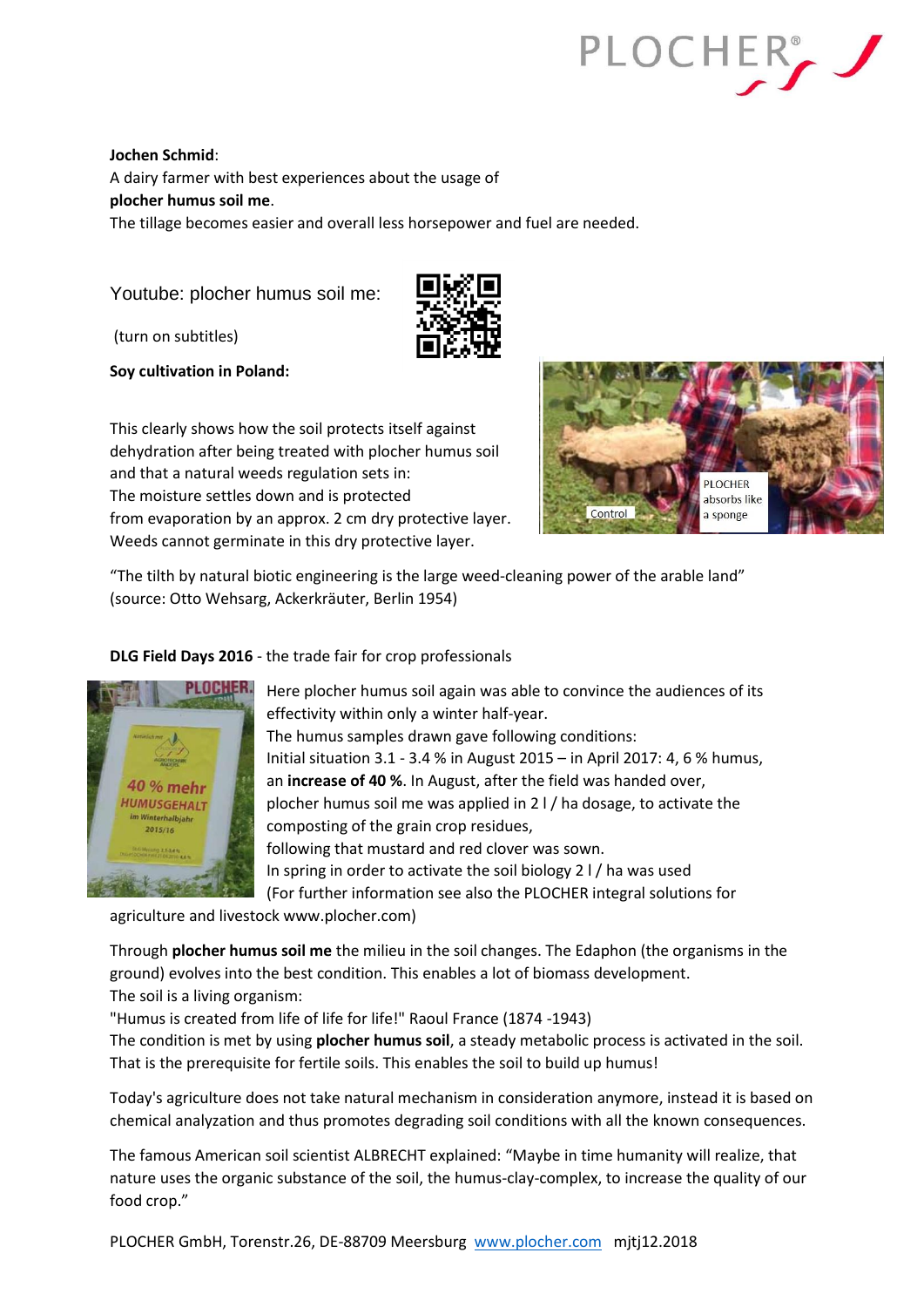**Jochen Schmid**:
A dairy farmer with best experiences about the usage of
**plocher humus soil me**.
The tillage becomes easier and overall less horsepower and fuel are needed.

Youtube: plocher humus soil me:

(turn on subtitles)

**Soy cultivation in Poland:**

This clearly shows how the soil protects itself against dehydration after being treated with plocher humus soil and that a natural weeds regulation sets in:
The moisture settles down and is protected from evaporation by an approx. 2 cm dry protective layer.
Weeds cannot germinate in this dry protective layer.

Control

PLOCHER absorbs like a sponge

“The tilth by natural biotic engineering is the large weed-cleaning power of the arable land” (source: Otto Wehsarg, Ackerkräuter, Berlin 1954)

**DLG Field Days 2016** - the trade fair for crop professionals

Here plocher humus soil again was able to convince the audiences of its effectivity within only a winter half-year.
The humus samples drawn gave following conditions:
Initial situation 3.1 - 3.4 % in August 2015 – in April 2017: 4, 6 % humus, an **increase of 40 %**. In August, after the field was handed over, plocher humus soil me was applied in 2 l / ha dosage, to activate the composting of the grain crop residues,
following that mustard and red clover was sown.
In spring in order to activate the soil biology 2 l / ha was used
(For further information see also the PLOCHER integral solutions for agriculture and livestock www.plocher.com)

Through **plocher humus soil me** the milieu in the soil changes. The Edaphon (the organisms in the ground) evolves into the best condition. This enables a lot of biomass development.
The soil is a living organism:
"Humus is created from life of life for life!" Raoul France (1874 -1943)
The condition is met by using **plocher humus soil**, a steady metabolic process is activated in the soil. That is the prerequisite for fertile soils. This enables the soil to build up humus!

Today's agriculture does not take natural mechanism in consideration anymore, instead it is based on chemical analyzation and thus promotes degrading soil conditions with all the known consequences.

The famous American soil scientist ALBRECHT explained: “Maybe in time humanity will realize, that nature uses the organic substance of the soil, the humus-clay-complex, to increase the quality of our food crop.”

PLOCHER GmbH, Torenstr.26, DE-88709 Meersburg www.plocher.com mjtj12.2018